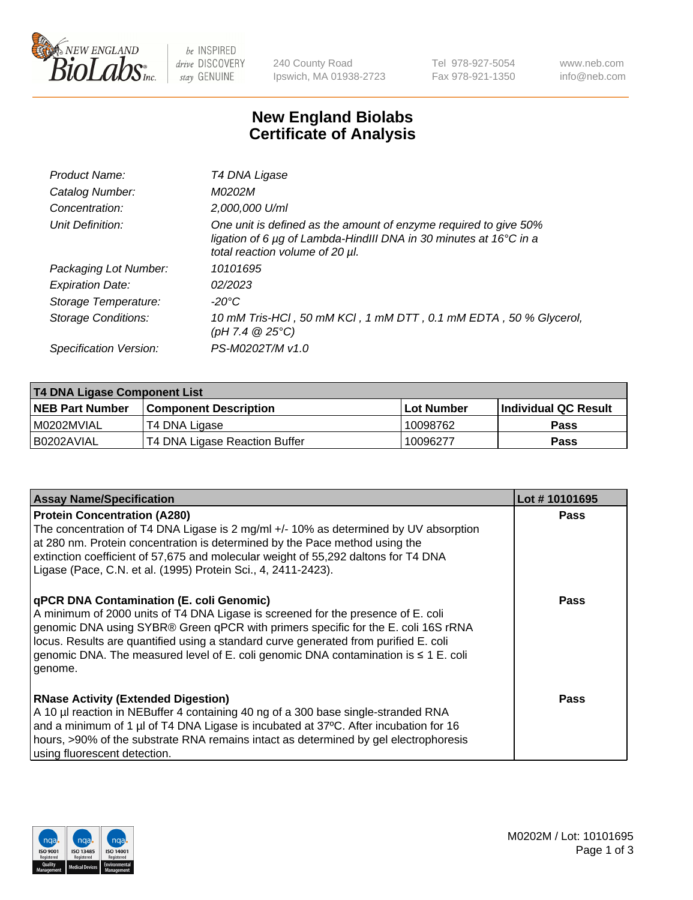# New England Biolabs
# Certificate of Analysis

| | |
|---|---|
| *Product Name:* | *T4 DNA Ligase* |
| *Catalog Number:* | *M0202M* |
| *Concentration:* | *2,000,000 U/ml* |
| *Unit Definition:* | *One unit is defined as the amount of enzyme required to give 50% ligation of 6 µg of Lambda-HindIII DNA in 30 minutes at 16°C in a total reaction volume of 20 µl.* |
| *Packaging Lot Number:* | *10101695* |
| *Expiration Date:* | *02/2023* |
| *Storage Temperature:* | *-20°C* |
| *Storage Conditions:* | *10 mM Tris-HCl , 50 mM KCl , 1 mM DTT , 0.1 mM EDTA , 50 % Glycerol, (pH 7.4 @ 25°C)* |
| *Specification Version:* | *PS-M0202T/M v1.0* |

| **T4 DNA Ligase Component List** | | | |
|---|---|---|---|
| **NEB Part Number** | **Component Description** | **Lot Number** | **Individual QC Result** |
| M0202MVIAL | T4 DNA Ligase | 10098762 | **Pass** |
| B0202AVIAL | T4 DNA Ligase Reaction Buffer | 10096277 | **Pass** |

| **Assay Name/Specification** | **Lot # 10101695** |
|---|---|
| **Protein Concentration (A280)**<br>The concentration of T4 DNA Ligase is 2 mg/ml +/- 10% as determined by UV absorption at 280 nm. Protein concentration is determined by the Pace method using the extinction coefficient of 57,675 and molecular weight of 55,292 daltons for T4 DNA Ligase (Pace, C.N. et al. (1995) Protein Sci., 4, 2411-2423). | **Pass** |
| **qPCR DNA Contamination (E. coli Genomic)**<br>A minimum of 2000 units of T4 DNA Ligase is screened for the presence of E. coli genomic DNA using SYBR® Green qPCR with primers specific for the E. coli 16S rRNA locus. Results are quantified using a standard curve generated from purified E. coli genomic DNA. The measured level of E. coli genomic DNA contamination is ≤ 1 E. coli genome. | **Pass** |
| **RNase Activity (Extended Digestion)**<br>A 10 µl reaction in NEBuffer 4 containing 40 ng of a 300 base single-stranded RNA and a minimum of 1 µl of T4 DNA Ligase is incubated at 37ºC. After incubation for 16 hours, >90% of the substrate RNA remains intact as determined by gel electrophoresis using fluorescent detection. | **Pass** |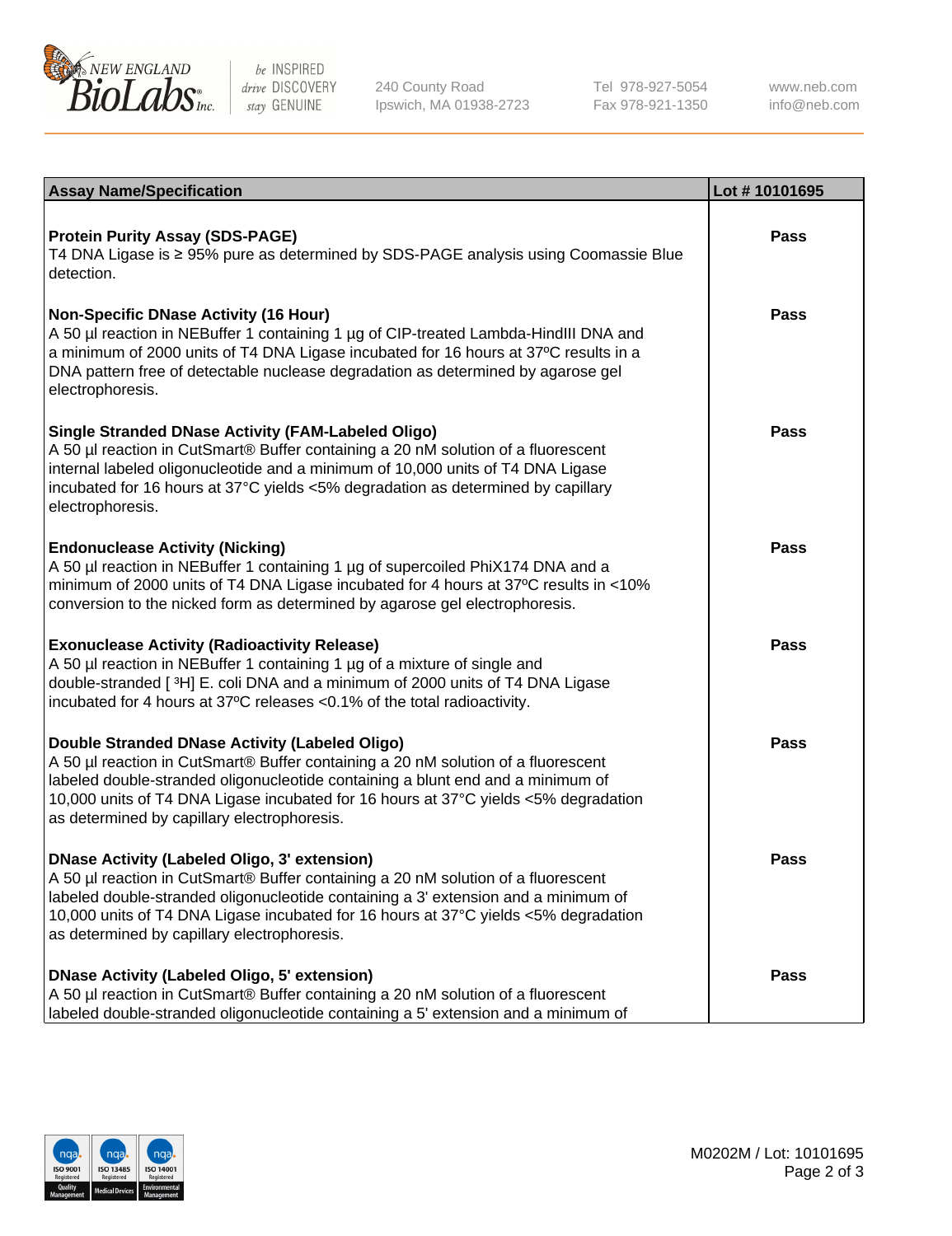| Assay Name/Specification | Lot # 10101695 |
| --- | --- |
| **Protein Purity Assay (SDS-PAGE)**<br>T4 DNA Ligase is ≥ 95% pure as determined by SDS-PAGE analysis using Coomassie Blue detection. | Pass |
| **Non-Specific DNase Activity (16 Hour)**<br>A 50 µl reaction in NEBuffer 1 containing 1 µg of CIP-treated Lambda-HindIII DNA and a minimum of 2000 units of T4 DNA Ligase incubated for 16 hours at 37ºC results in a DNA pattern free of detectable nuclease degradation as determined by agarose gel electrophoresis. | Pass |
| **Single Stranded DNase Activity (FAM-Labeled Oligo)**<br>A 50 µl reaction in CutSmart® Buffer containing a 20 nM solution of a fluorescent internal labeled oligonucleotide and a minimum of 10,000 units of T4 DNA Ligase incubated for 16 hours at 37°C yields <5% degradation as determined by capillary electrophoresis. | Pass |
| **Endonuclease Activity (Nicking)**<br>A 50 µl reaction in NEBuffer 1 containing 1 µg of supercoiled PhiX174 DNA and a minimum of 2000 units of T4 DNA Ligase incubated for 4 hours at 37ºC results in <10% conversion to the nicked form as determined by agarose gel electrophoresis. | Pass |
| **Exonuclease Activity (Radioactivity Release)**<br>A 50 µl reaction in NEBuffer 1 containing 1 µg of a mixture of single and double-stranded [ $^{3}$H] E. coli DNA and a minimum of 2000 units of T4 DNA Ligase incubated for 4 hours at 37ºC releases <0.1% of the total radioactivity. | Pass |
| **Double Stranded DNase Activity (Labeled Oligo)**<br>A 50 µl reaction in CutSmart® Buffer containing a 20 nM solution of a fluorescent labeled double-stranded oligonucleotide containing a blunt end and a minimum of 10,000 units of T4 DNA Ligase incubated for 16 hours at 37°C yields <5% degradation as determined by capillary electrophoresis. | Pass |
| **DNase Activity (Labeled Oligo, 3' extension)**<br>A 50 µl reaction in CutSmart® Buffer containing a 20 nM solution of a fluorescent labeled double-stranded oligonucleotide containing a 3' extension and a minimum of 10,000 units of T4 DNA Ligase incubated for 16 hours at 37°C yields <5% degradation as determined by capillary electrophoresis. | Pass |
| **DNase Activity (Labeled Oligo, 5' extension)**<br>A 50 µl reaction in CutSmart® Buffer containing a 20 nM solution of a fluorescent labeled double-stranded oligonucleotide containing a 5' extension and a minimum of | Pass |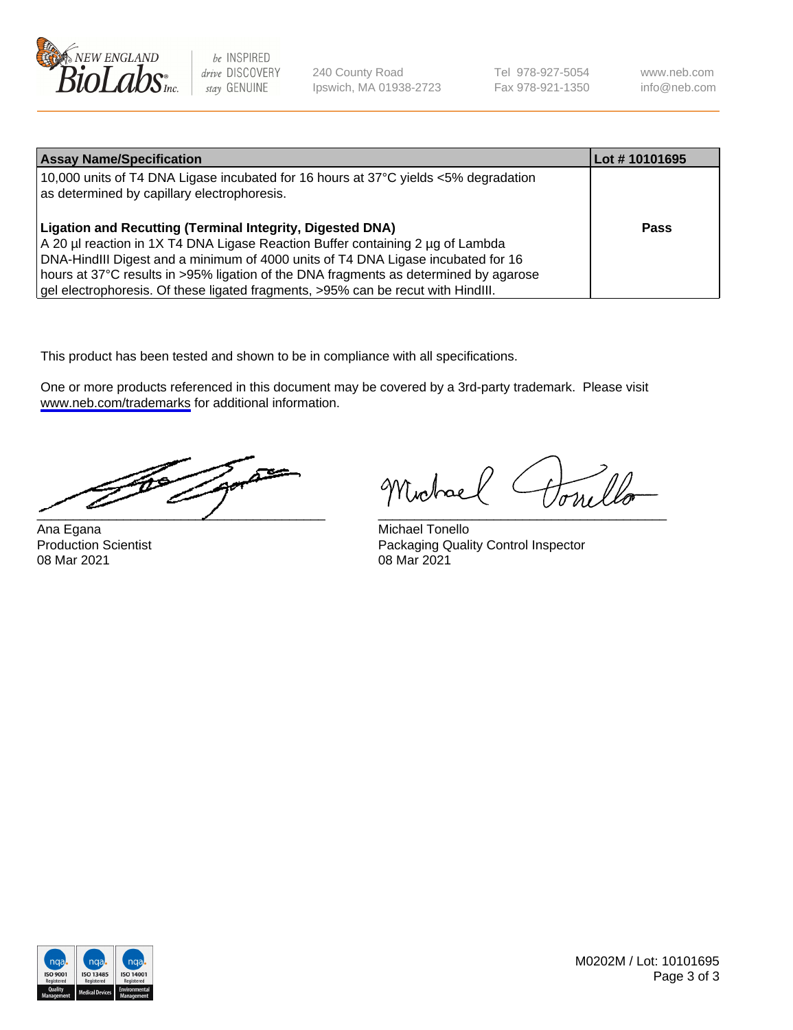| Assay Name/Specification | Lot # 10101695 |
| --- | --- |
| 10,000 units of T4 DNA Ligase incubated for 16 hours at 37°C yields <5% degradation as determined by capillary electrophoresis. | |
| **Ligation and Recutting (Terminal Integrity, Digested DNA)** A 20 µl reaction in 1X T4 DNA Ligase Reaction Buffer containing 2 µg of Lambda DNA-HindIII Digest and a minimum of 4000 units of T4 DNA Ligase incubated for 16 hours at 37°C results in >95% ligation of the DNA fragments as determined by agarose gel electrophoresis. Of these ligated fragments, >95% can be recut with HindIII. | **Pass** |

This product has been tested and shown to be in compliance with all specifications.

One or more products referenced in this document may be covered by a 3rd-party trademark. Please visit www.neb.com/trademarks for additional information.

Ana Egana
Production Scientist
08 Mar 2021

Michael Tonello
Packaging Quality Control Inspector
08 Mar 2021

M0202M / Lot: 10101695